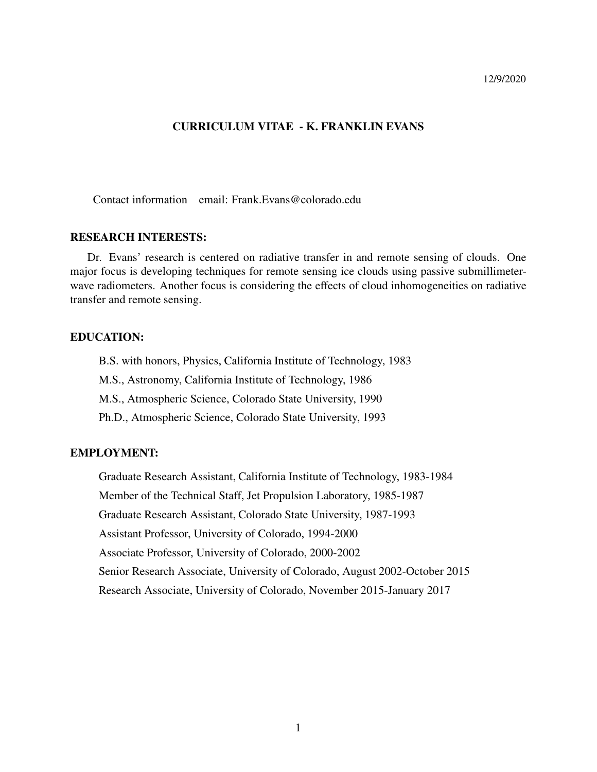12/9/2020

# CURRICULUM VITAE - K. FRANKLIN EVANS

Contact information email: Frank.Evans@colorado.edu

## RESEARCH INTERESTS:

Dr. Evans' research is centered on radiative transfer in and remote sensing of clouds. One major focus is developing techniques for remote sensing ice clouds using passive submillimeter-wave radiometers. Another focus is considering the effects of cloud inhomogeneities on radiative transfer and remote sensing.

## EDUCATION:

B.S. with honors, Physics, California Institute of Technology, 1983

M.S., Astronomy, California Institute of Technology, 1986

M.S., Atmospheric Science, Colorado State University, 1990

Ph.D., Atmospheric Science, Colorado State University, 1993

## EMPLOYMENT:

Graduate Research Assistant, California Institute of Technology, 1983-1984

Member of the Technical Staff, Jet Propulsion Laboratory, 1985-1987

Graduate Research Assistant, Colorado State University, 1987-1993

Assistant Professor, University of Colorado, 1994-2000

Associate Professor, University of Colorado, 2000-2002

Senior Research Associate, University of Colorado, August 2002-October 2015

Research Associate, University of Colorado, November 2015-January 2017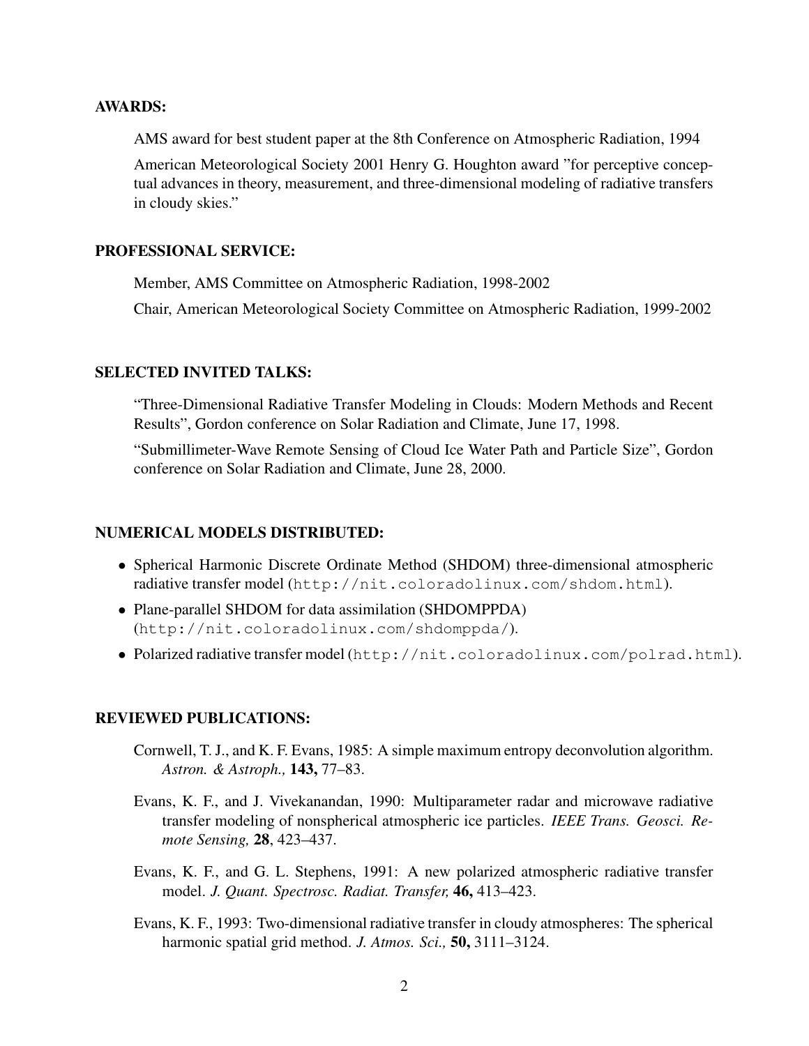## AWARDS:

AMS award for best student paper at the 8th Conference on Atmospheric Radiation, 1994

American Meteorological Society 2001 Henry G. Houghton award "for perceptive conceptual advances in theory, measurement, and three-dimensional modeling of radiative transfers in cloudy skies."

## PROFESSIONAL SERVICE:

Member, AMS Committee on Atmospheric Radiation, 1998-2002

Chair, American Meteorological Society Committee on Atmospheric Radiation, 1999-2002

## SELECTED INVITED TALKS:

"Three-Dimensional Radiative Transfer Modeling in Clouds: Modern Methods and Recent Results", Gordon conference on Solar Radiation and Climate, June 17, 1998.

"Submillimeter-Wave Remote Sensing of Cloud Ice Water Path and Particle Size", Gordon conference on Solar Radiation and Climate, June 28, 2000.

## NUMERICAL MODELS DISTRIBUTED:

- Spherical Harmonic Discrete Ordinate Method (SHDOM) three-dimensional atmospheric radiative transfer model (`http://nit.coloradolinux.com/shdom.html`).
- Plane-parallel SHDOM for data assimilation (SHDOMPPDA) (`http://nit.coloradolinux.com/shdomppda/`).
- Polarized radiative transfer model (`http://nit.coloradolinux.com/polrad.html`).

## REVIEWED PUBLICATIONS:

Cornwell, T. J., and K. F. Evans, 1985: A simple maximum entropy deconvolution algorithm. *Astron. & Astroph.,* **143,** 77–83.

Evans, K. F., and J. Vivekanandan, 1990: Multiparameter radar and microwave radiative transfer modeling of nonspherical atmospheric ice particles. *IEEE Trans. Geosci. Remote Sensing,* **28**, 423–437.

Evans, K. F., and G. L. Stephens, 1991: A new polarized atmospheric radiative transfer model. *J. Quant. Spectrosc. Radiat. Transfer,* **46,** 413–423.

Evans, K. F., 1993: Two-dimensional radiative transfer in cloudy atmospheres: The spherical harmonic spatial grid method. *J. Atmos. Sci.,* **50,** 3111–3124.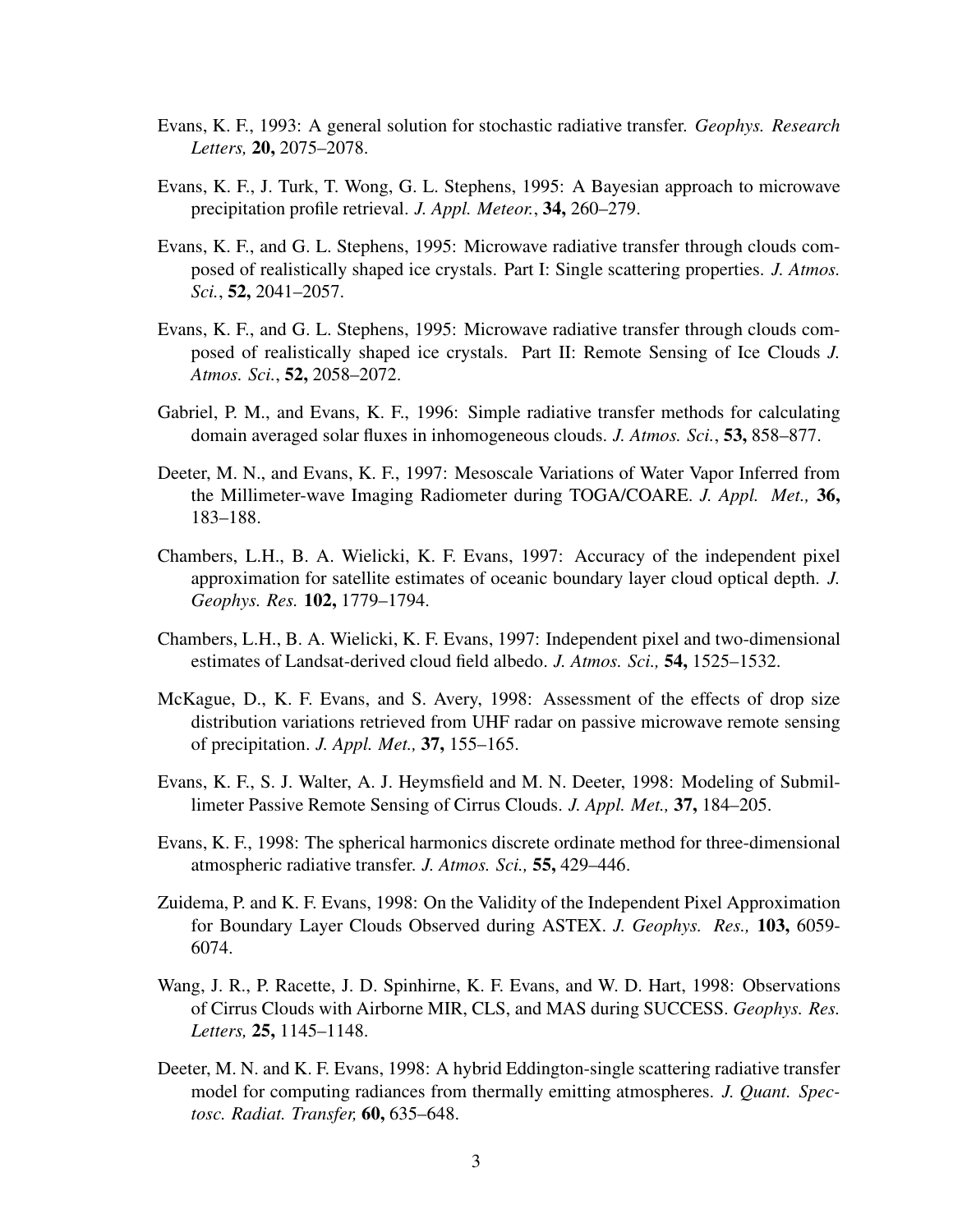Evans, K. F., 1993: A general solution for stochastic radiative transfer. *Geophys. Research Letters,* **20,** 2075–2078.

Evans, K. F., J. Turk, T. Wong, G. L. Stephens, 1995: A Bayesian approach to microwave precipitation profile retrieval. *J. Appl. Meteor.*, **34,** 260–279.

Evans, K. F., and G. L. Stephens, 1995: Microwave radiative transfer through clouds composed of realistically shaped ice crystals. Part I: Single scattering properties. *J. Atmos. Sci.*, **52,** 2041–2057.

Evans, K. F., and G. L. Stephens, 1995: Microwave radiative transfer through clouds composed of realistically shaped ice crystals. Part II: Remote Sensing of Ice Clouds *J. Atmos. Sci.*, **52,** 2058–2072.

Gabriel, P. M., and Evans, K. F., 1996: Simple radiative transfer methods for calculating domain averaged solar fluxes in inhomogeneous clouds. *J. Atmos. Sci.*, **53,** 858–877.

Deeter, M. N., and Evans, K. F., 1997: Mesoscale Variations of Water Vapor Inferred from the Millimeter-wave Imaging Radiometer during TOGA/COARE. *J. Appl. Met.,* **36,** 183–188.

Chambers, L.H., B. A. Wielicki, K. F. Evans, 1997: Accuracy of the independent pixel approximation for satellite estimates of oceanic boundary layer cloud optical depth. *J. Geophys. Res.* **102,** 1779–1794.

Chambers, L.H., B. A. Wielicki, K. F. Evans, 1997: Independent pixel and two-dimensional estimates of Landsat-derived cloud field albedo. *J. Atmos. Sci.,* **54,** 1525–1532.

McKague, D., K. F. Evans, and S. Avery, 1998: Assessment of the effects of drop size distribution variations retrieved from UHF radar on passive microwave remote sensing of precipitation. *J. Appl. Met.,* **37,** 155–165.

Evans, K. F., S. J. Walter, A. J. Heymsfield and M. N. Deeter, 1998: Modeling of Submillimeter Passive Remote Sensing of Cirrus Clouds. *J. Appl. Met.,* **37,** 184–205.

Evans, K. F., 1998: The spherical harmonics discrete ordinate method for three-dimensional atmospheric radiative transfer. *J. Atmos. Sci.,* **55,** 429–446.

Zuidema, P. and K. F. Evans, 1998: On the Validity of the Independent Pixel Approximation for Boundary Layer Clouds Observed during ASTEX. *J. Geophys. Res.,* **103,** 6059-6074.

Wang, J. R., P. Racette, J. D. Spinhirne, K. F. Evans, and W. D. Hart, 1998: Observations of Cirrus Clouds with Airborne MIR, CLS, and MAS during SUCCESS. *Geophys. Res. Letters,* **25,** 1145–1148.

Deeter, M. N. and K. F. Evans, 1998: A hybrid Eddington-single scattering radiative transfer model for computing radiances from thermally emitting atmospheres. *J. Quant. Spectosc. Radiat. Transfer,* **60,** 635–648.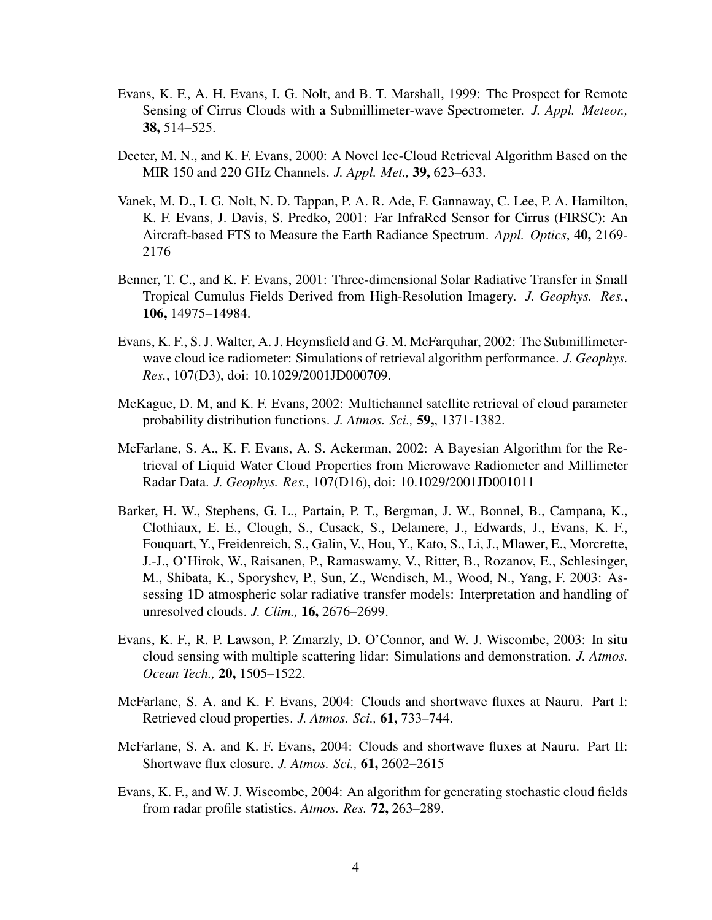Evans, K. F., A. H. Evans, I. G. Nolt, and B. T. Marshall, 1999: The Prospect for Remote Sensing of Cirrus Clouds with a Submillimeter-wave Spectrometer. *J. Appl. Meteor.,* **38,** 514–525.

Deeter, M. N., and K. F. Evans, 2000: A Novel Ice-Cloud Retrieval Algorithm Based on the MIR 150 and 220 GHz Channels. *J. Appl. Met.,* **39,** 623–633.

Vanek, M. D., I. G. Nolt, N. D. Tappan, P. A. R. Ade, F. Gannaway, C. Lee, P. A. Hamilton, K. F. Evans, J. Davis, S. Predko, 2001: Far InfraRed Sensor for Cirrus (FIRSC): An Aircraft-based FTS to Measure the Earth Radiance Spectrum. *Appl. Optics*, **40,** 2169-2176

Benner, T. C., and K. F. Evans, 2001: Three-dimensional Solar Radiative Transfer in Small Tropical Cumulus Fields Derived from High-Resolution Imagery. *J. Geophys. Res.*, **106,** 14975–14984.

Evans, K. F., S. J. Walter, A. J. Heymsfield and G. M. McFarquhar, 2002: The Submillimeter-wave cloud ice radiometer: Simulations of retrieval algorithm performance. *J. Geophys. Res.*, 107(D3), doi: 10.1029/2001JD000709.

McKague, D. M, and K. F. Evans, 2002: Multichannel satellite retrieval of cloud parameter probability distribution functions. *J. Atmos. Sci.,* **59,**, 1371-1382.

McFarlane, S. A., K. F. Evans, A. S. Ackerman, 2002: A Bayesian Algorithm for the Retrieval of Liquid Water Cloud Properties from Microwave Radiometer and Millimeter Radar Data. *J. Geophys. Res.,* 107(D16), doi: 10.1029/2001JD001011

Barker, H. W., Stephens, G. L., Partain, P. T., Bergman, J. W., Bonnel, B., Campana, K., Clothiaux, E. E., Clough, S., Cusack, S., Delamere, J., Edwards, J., Evans, K. F., Fouquart, Y., Freidenreich, S., Galin, V., Hou, Y., Kato, S., Li, J., Mlawer, E., Morcrette, J.-J., O'Hirok, W., Raisanen, P., Ramaswamy, V., Ritter, B., Rozanov, E., Schlesinger, M., Shibata, K., Sporyshev, P., Sun, Z., Wendisch, M., Wood, N., Yang, F. 2003: Assessing 1D atmospheric solar radiative transfer models: Interpretation and handling of unresolved clouds. *J. Clim.,* **16,** 2676–2699.

Evans, K. F., R. P. Lawson, P. Zmarzly, D. O'Connor, and W. J. Wiscombe, 2003: In situ cloud sensing with multiple scattering lidar: Simulations and demonstration. *J. Atmos. Ocean Tech.,* **20,** 1505–1522.

McFarlane, S. A. and K. F. Evans, 2004: Clouds and shortwave fluxes at Nauru. Part I: Retrieved cloud properties. *J. Atmos. Sci.,* **61,** 733–744.

McFarlane, S. A. and K. F. Evans, 2004: Clouds and shortwave fluxes at Nauru. Part II: Shortwave flux closure. *J. Atmos. Sci.,* **61,** 2602–2615

Evans, K. F., and W. J. Wiscombe, 2004: An algorithm for generating stochastic cloud fields from radar profile statistics. *Atmos. Res.* **72,** 263–289.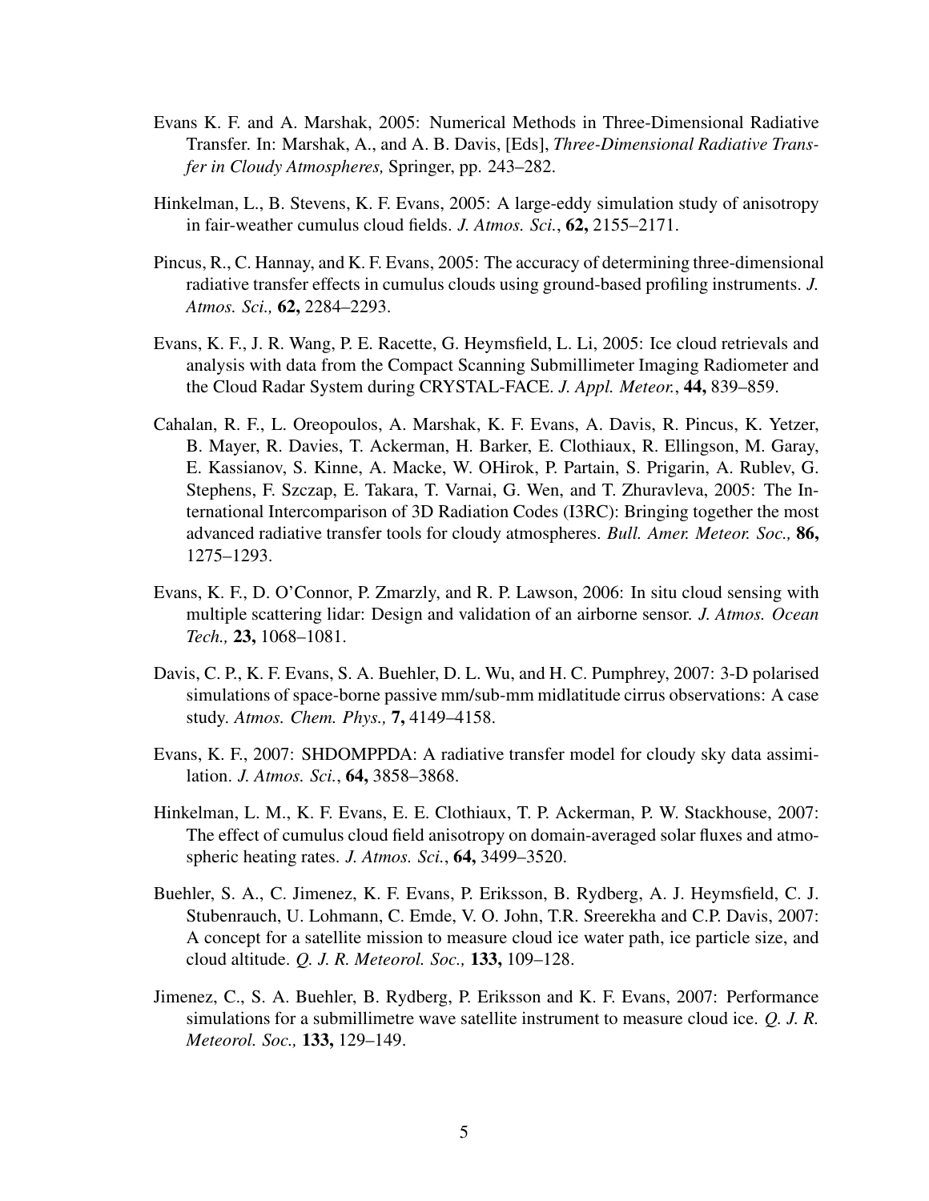Evans K. F. and A. Marshak, 2005: Numerical Methods in Three-Dimensional Radiative Transfer. In: Marshak, A., and A. B. Davis, [Eds], *Three-Dimensional Radiative Transfer in Cloudy Atmospheres,* Springer, pp. 243–282.

Hinkelman, L., B. Stevens, K. F. Evans, 2005: A large-eddy simulation study of anisotropy in fair-weather cumulus cloud fields. *J. Atmos. Sci.*, **62,** 2155–2171.

Pincus, R., C. Hannay, and K. F. Evans, 2005: The accuracy of determining three-dimensional radiative transfer effects in cumulus clouds using ground-based profiling instruments. *J. Atmos. Sci.,* **62,** 2284–2293.

Evans, K. F., J. R. Wang, P. E. Racette, G. Heymsfield, L. Li, 2005: Ice cloud retrievals and analysis with data from the Compact Scanning Submillimeter Imaging Radiometer and the Cloud Radar System during CRYSTAL-FACE. *J. Appl. Meteor.*, **44,** 839–859.

Cahalan, R. F., L. Oreopoulos, A. Marshak, K. F. Evans, A. Davis, R. Pincus, K. Yetzer, B. Mayer, R. Davies, T. Ackerman, H. Barker, E. Clothiaux, R. Ellingson, M. Garay, E. Kassianov, S. Kinne, A. Macke, W. OHirok, P. Partain, S. Prigarin, A. Rublev, G. Stephens, F. Szczap, E. Takara, T. Varnai, G. Wen, and T. Zhuravleva, 2005: The International Intercomparison of 3D Radiation Codes (I3RC): Bringing together the most advanced radiative transfer tools for cloudy atmospheres. *Bull. Amer. Meteor. Soc.,* **86,** 1275–1293.

Evans, K. F., D. O'Connor, P. Zmarzly, and R. P. Lawson, 2006: In situ cloud sensing with multiple scattering lidar: Design and validation of an airborne sensor. *J. Atmos. Ocean Tech.,* **23,** 1068–1081.

Davis, C. P., K. F. Evans, S. A. Buehler, D. L. Wu, and H. C. Pumphrey, 2007: 3-D polarised simulations of space-borne passive mm/sub-mm midlatitude cirrus observations: A case study. *Atmos. Chem. Phys.,* **7,** 4149–4158.

Evans, K. F., 2007: SHDOMPPDA: A radiative transfer model for cloudy sky data assimilation. *J. Atmos. Sci.*, **64,** 3858–3868.

Hinkelman, L. M., K. F. Evans, E. E. Clothiaux, T. P. Ackerman, P. W. Stackhouse, 2007: The effect of cumulus cloud field anisotropy on domain-averaged solar fluxes and atmospheric heating rates. *J. Atmos. Sci.*, **64,** 3499–3520.

Buehler, S. A., C. Jimenez, K. F. Evans, P. Eriksson, B. Rydberg, A. J. Heymsfield, C. J. Stubenrauch, U. Lohmann, C. Emde, V. O. John, T.R. Sreerekha and C.P. Davis, 2007: A concept for a satellite mission to measure cloud ice water path, ice particle size, and cloud altitude. *Q. J. R. Meteorol. Soc.,* **133,** 109–128.

Jimenez, C., S. A. Buehler, B. Rydberg, P. Eriksson and K. F. Evans, 2007: Performance simulations for a submillimetre wave satellite instrument to measure cloud ice. *Q. J. R. Meteorol. Soc.,* **133,** 129–149.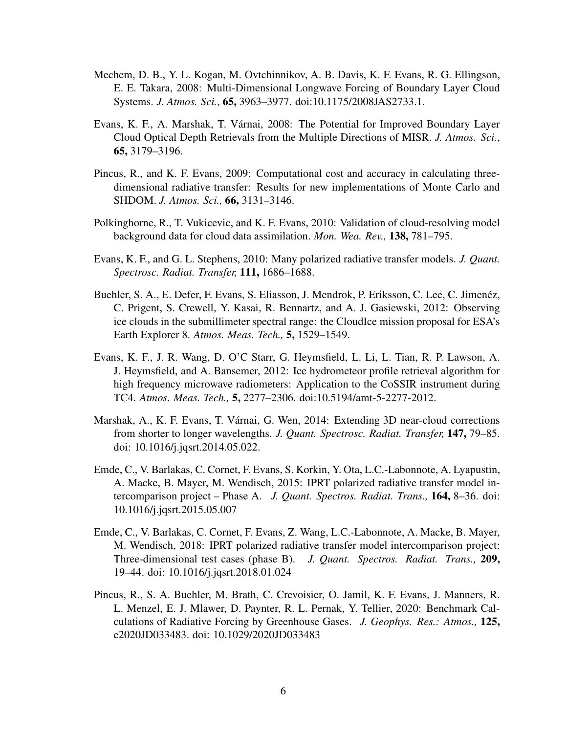Mechem, D. B., Y. L. Kogan, M. Ovtchinnikov, A. B. Davis, K. F. Evans, R. G. Ellingson, E. E. Takara, 2008: Multi-Dimensional Longwave Forcing of Boundary Layer Cloud Systems. *J. Atmos. Sci.*, **65,** 3963–3977. doi:10.1175/2008JAS2733.1.

Evans, K. F., A. Marshak, T. Várnai, 2008: The Potential for Improved Boundary Layer Cloud Optical Depth Retrievals from the Multiple Directions of MISR. *J. Atmos. Sci.*, **65,** 3179–3196.

Pincus, R., and K. F. Evans, 2009: Computational cost and accuracy in calculating three-dimensional radiative transfer: Results for new implementations of Monte Carlo and SHDOM. *J. Atmos. Sci.,* **66,** 3131–3146.

Polkinghorne, R., T. Vukicevic, and K. F. Evans, 2010: Validation of cloud-resolving model background data for cloud data assimilation. *Mon. Wea. Rev.,* **138,** 781–795.

Evans, K. F., and G. L. Stephens, 2010: Many polarized radiative transfer models. *J. Quant. Spectrosc. Radiat. Transfer,* **111,** 1686–1688.

Buehler, S. A., E. Defer, F. Evans, S. Eliasson, J. Mendrok, P. Eriksson, C. Lee, C. Jimenéz, C. Prigent, S. Crewell, Y. Kasai, R. Bennartz, and A. J. Gasiewski, 2012: Observing ice clouds in the submillimeter spectral range: the CloudIce mission proposal for ESA's Earth Explorer 8. *Atmos. Meas. Tech.,* **5,** 1529–1549.

Evans, K. F., J. R. Wang, D. O'C Starr, G. Heymsfield, L. Li, L. Tian, R. P. Lawson, A. J. Heymsfield, and A. Bansemer, 2012: Ice hydrometeor profile retrieval algorithm for high frequency microwave radiometers: Application to the CoSSIR instrument during TC4. *Atmos. Meas. Tech.,* **5,** 2277–2306. doi:10.5194/amt-5-2277-2012.

Marshak, A., K. F. Evans, T. Várnai, G. Wen, 2014: Extending 3D near-cloud corrections from shorter to longer wavelengths. *J. Quant. Spectrosc. Radiat. Transfer,* **147,** 79–85. doi: 10.1016/j.jqsrt.2014.05.022.

Emde, C., V. Barlakas, C. Cornet, F. Evans, S. Korkin, Y. Ota, L.C.-Labonnote, A. Lyapustin, A. Macke, B. Mayer, M. Wendisch, 2015: IPRT polarized radiative transfer model intercomparison project – Phase A. *J. Quant. Spectros. Radiat. Trans.,* **164,** 8–36. doi: 10.1016/j.jqsrt.2015.05.007

Emde, C., V. Barlakas, C. Cornet, F. Evans, Z. Wang, L.C.-Labonnote, A. Macke, B. Mayer, M. Wendisch, 2018: IPRT polarized radiative transfer model intercomparison project: Three-dimensional test cases (phase B). *J. Quant. Spectros. Radiat. Trans.,* **209,** 19–44. doi: 10.1016/j.jqsrt.2018.01.024

Pincus, R., S. A. Buehler, M. Brath, C. Crevoisier, O. Jamil, K. F. Evans, J. Manners, R. L. Menzel, E. J. Mlawer, D. Paynter, R. L. Pernak, Y. Tellier, 2020: Benchmark Calculations of Radiative Forcing by Greenhouse Gases. *J. Geophys. Res.: Atmos.,* **125,** e2020JD033483. doi: 10.1029/2020JD033483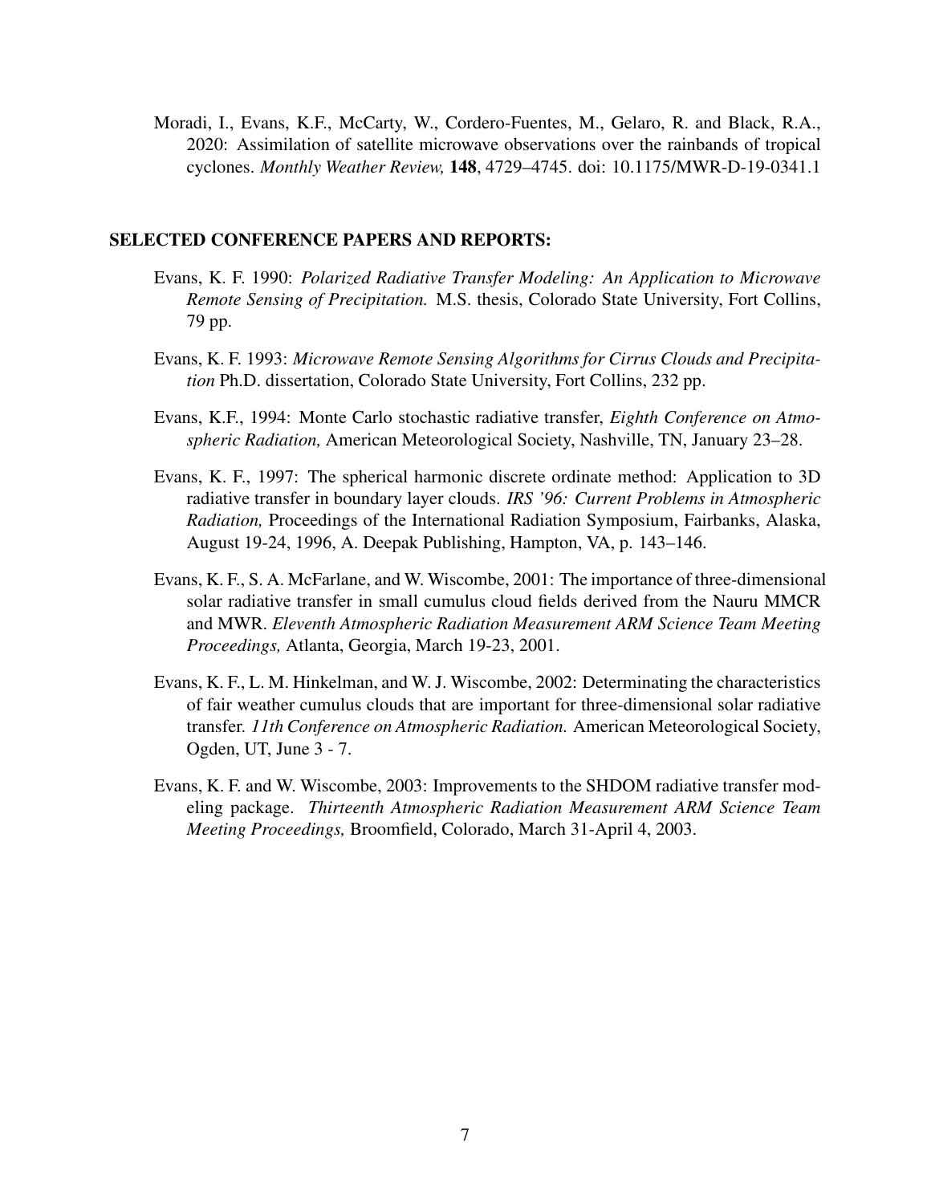Moradi, I., Evans, K.F., McCarty, W., Cordero-Fuentes, M., Gelaro, R. and Black, R.A., 2020: Assimilation of satellite microwave observations over the rainbands of tropical cyclones. *Monthly Weather Review,* **148**, 4729–4745. doi: 10.1175/MWR-D-19-0341.1

## SELECTED CONFERENCE PAPERS AND REPORTS:

Evans, K. F. 1990: *Polarized Radiative Transfer Modeling: An Application to Microwave Remote Sensing of Precipitation.* M.S. thesis, Colorado State University, Fort Collins, 79 pp.

Evans, K. F. 1993: *Microwave Remote Sensing Algorithms for Cirrus Clouds and Precipitation* Ph.D. dissertation, Colorado State University, Fort Collins, 232 pp.

Evans, K.F., 1994: Monte Carlo stochastic radiative transfer, *Eighth Conference on Atmospheric Radiation,* American Meteorological Society, Nashville, TN, January 23–28.

Evans, K. F., 1997: The spherical harmonic discrete ordinate method: Application to 3D radiative transfer in boundary layer clouds. *IRS '96: Current Problems in Atmospheric Radiation,* Proceedings of the International Radiation Symposium, Fairbanks, Alaska, August 19-24, 1996, A. Deepak Publishing, Hampton, VA, p. 143–146.

Evans, K. F., S. A. McFarlane, and W. Wiscombe, 2001: The importance of three-dimensional solar radiative transfer in small cumulus cloud fields derived from the Nauru MMCR and MWR. *Eleventh Atmospheric Radiation Measurement ARM Science Team Meeting Proceedings,* Atlanta, Georgia, March 19-23, 2001.

Evans, K. F., L. M. Hinkelman, and W. J. Wiscombe, 2002: Determinating the characteristics of fair weather cumulus clouds that are important for three-dimensional solar radiative transfer. *11th Conference on Atmospheric Radiation.* American Meteorological Society, Ogden, UT, June 3 - 7.

Evans, K. F. and W. Wiscombe, 2003: Improvements to the SHDOM radiative transfer modeling package. *Thirteenth Atmospheric Radiation Measurement ARM Science Team Meeting Proceedings,* Broomfield, Colorado, March 31-April 4, 2003.